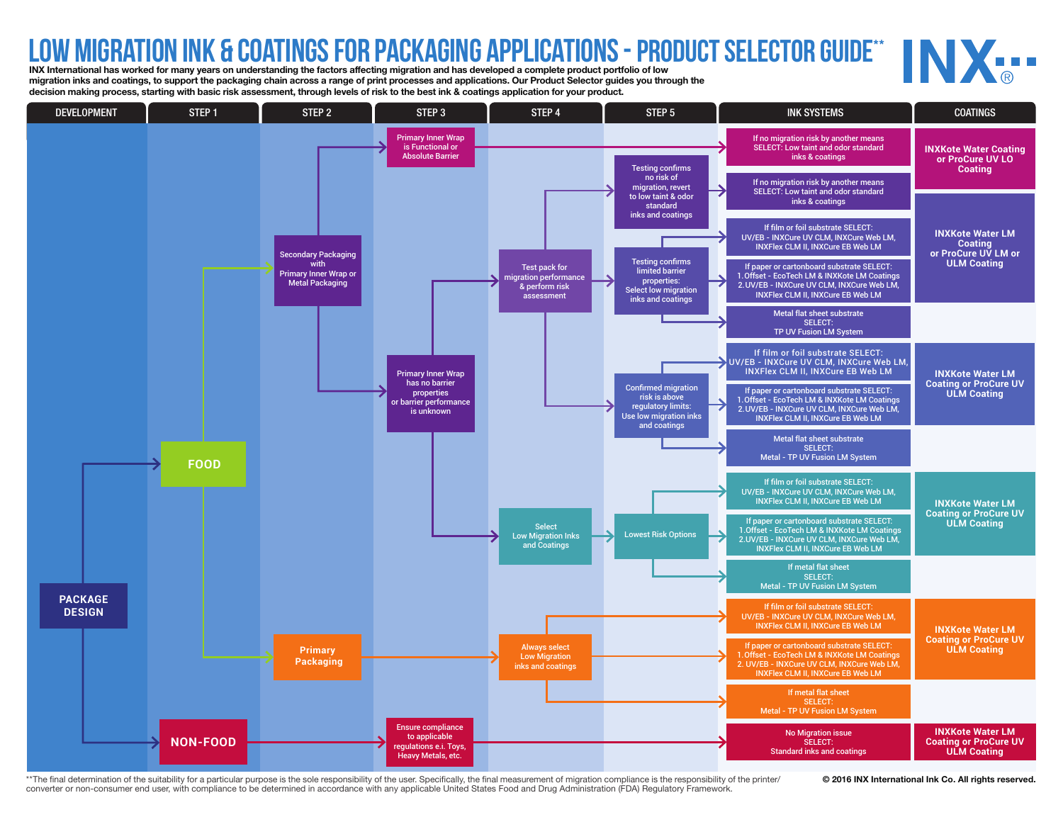# LOW MIGRATION INK & COATINGS FOR PACKAGING APPLICATIONS - PRODUCT SELECTOR GUIDE**

INX International has worked for many years on understanding the factors affecting migration and has developed a complete product portfolio of low migration inks and coatings, to support the packaging chain across a range of print processes and applications. Our Product Selector guides you through the decision making process, starting with basic risk assessment, through levels of risk to the best ink & coatings application for your product.

INX®

| DEVELOPMENT | STEP 1 | STEP 2 | STEP 3 | STEP 4 | STEP 5 | INK SYSTEMS | COATINGS |
|---|---|---|---|---|---|---|---|
| PACKAGE DESIGN | FOOD | Secondary Packaging with Primary Inner Wrap or Metal Packaging | Primary Inner Wrap is Functional or Absolute Barrier | | | If no migration risk by another means SELECT: Low taint and odor standard inks & coatings | INXKote Water Coating or ProCure UV LO Coating |
| | | | | Test pack for migration performance & perform risk assessment | Testing confirms no risk of migration, revert to low taint & odor standard inks and coatings | If no migration risk by another means SELECT: Low taint and odor standard inks & coatings | INXKote Water LM Coating or ProCure UV LM or ULM Coating |
| | | | | | Testing confirms limited barrier properties: Select low migration inks and coatings | If film or foil substrate SELECT: UV/EB - INXCure UV CLM, INXCure Web LM, INXFlex CLM II, INXCure EB Web LM | |
| | | | | | | If paper or cartonboard substrate SELECT: 1. Offset - EcoTech LM & INXKote LM Coatings 2. UV/EB - INXCure UV CLM, INXCure Web LM, INXFlex CLM II, INXCure EB Web LM | |
| | | | | | | Metal flat sheet substrate SELECT: TP UV Fusion LM System | |
| | | | Primary Inner Wrap has no barrier properties or barrier performance is unknown | | Confirmed migration risk is above regulatory limits: Use low migration inks and coatings | If film or foil substrate SELECT: UV/EB - INXCure UV CLM, INXCure Web LM, INXFlex CLM II, INXCure EB Web LM | INXKote Water LM Coating or ProCure UV ULM Coating |
| | | | | | | If paper or cartonboard substrate SELECT: 1. Offset - EcoTech LM & INXKote LM Coatings 2. UV/EB - INXCure UV CLM, INXCure Web LM, INXFlex CLM II, INXCure EB Web LM | |
| | | | | | | Metal flat sheet substrate SELECT: Metal - TP UV Fusion LM System | |
| | | | | Select Low Migration Inks and Coatings | Lowest Risk Options | If film or foil substrate SELECT: UV/EB - INXCure UV CLM, INXCure Web LM, INXFlex CLM II, INXCure EB Web LM | INXKote Water LM Coating or ProCure UV ULM Coating |
| | | | | | | If paper or cartonboard substrate SELECT: 1. Offset - EcoTech LM & INXKote LM Coatings 2. UV/EB - INXCure UV CLM, INXCure Web LM, INXFlex CLM II, INXCure EB Web LM | |
| | | | | | | If metal flat sheet SELECT: Metal - TP UV Fusion LM System | |
| | | Primary Packaging | | Always select Low Migration inks and coatings | | If film or foil substrate SELECT: UV/EB - INXCure UV CLM, INXCure Web LM, INXFlex CLM II, INXCure EB Web LM | INXKote Water LM Coating or ProCure UV ULM Coating |
| | | | | | | If paper or cartonboard substrate SELECT: 1. Offset - EcoTech LM & INXKote LM Coatings 2. UV/EB - INXCure UV CLM, INXCure Web LM, INXFlex CLM II, INXCure EB Web LM | |
| | | | | | | If metal flat sheet SELECT: Metal - TP UV Fusion LM System | |
| | NON-FOOD | | Ensure compliance to applicable regulations e.i. Toys, Heavy Metals, etc. | | | No Migration issue SELECT: Standard inks and coatings | INXKote Water LM Coating or ProCure UV ULM Coating |

**The final determination of the suitability for a particular purpose is the sole responsibility of the user. Specifically, the final measurement of migration compliance is the responsibility of the printer/converter or non-consumer end user, with compliance to be determined in accordance with any applicable United States Food and Drug Administration (FDA) Regulatory Framework.

**© 2016 INX International Ink Co. All rights reserved.**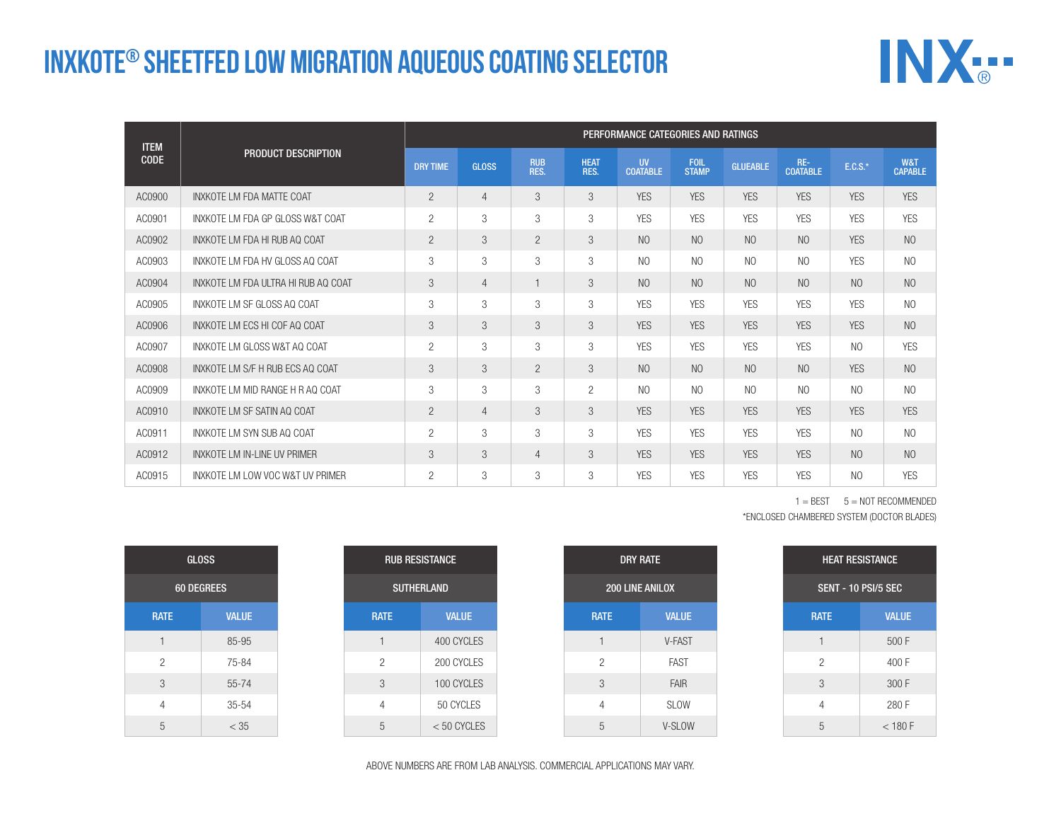# INXKOTE® SHEETFED LOW MIGRATION AQUEOUS COATING SELECTOR

| ITEM CODE | PRODUCT DESCRIPTION | PERFORMANCE CATEGORIES AND RATINGS | | | | | | | | | |
|---|---|---|---|---|---|---|---|---|---|---|---|
| | | DRY TIME | GLOSS | RUB RES. | HEAT RES. | UV COATABLE | FOIL STAMP | GLUEABLE | RE-COATABLE | E.C.S.* | W&T CAPABLE |
| AC0900 | INXKOTE LM FDA MATTE COAT | 2 | 4 | 3 | 3 | YES | YES | YES | YES | YES | YES |
| AC0901 | INXKOTE LM FDA GP GLOSS W&T COAT | 2 | 3 | 3 | 3 | YES | YES | YES | YES | YES | YES |
| AC0902 | INXKOTE LM FDA HI RUB AQ COAT | 2 | 3 | 2 | 3 | NO | NO | NO | NO | YES | NO |
| AC0903 | INXKOTE LM FDA HV GLOSS AQ COAT | 3 | 3 | 3 | 3 | NO | NO | NO | NO | YES | NO |
| AC0904 | INXKOTE LM FDA ULTRA HI RUB AQ COAT | 3 | 4 | 1 | 3 | NO | NO | NO | NO | NO | NO |
| AC0905 | INXKOTE LM SF GLOSS AQ COAT | 3 | 3 | 3 | 3 | YES | YES | YES | YES | YES | NO |
| AC0906 | INXKOTE LM ECS HI COF AQ COAT | 3 | 3 | 3 | 3 | YES | YES | YES | YES | YES | NO |
| AC0907 | INXKOTE LM GLOSS W&T AQ COAT | 2 | 3 | 3 | 3 | YES | YES | YES | YES | NO | YES |
| AC0908 | INXKOTE LM S/F H RUB ECS AQ COAT | 3 | 3 | 2 | 3 | NO | NO | NO | NO | YES | NO |
| AC0909 | INXKOTE LM MID RANGE H R AQ COAT | 3 | 3 | 3 | 2 | NO | NO | NO | NO | NO | NO |
| AC0910 | INXKOTE LM SF SATIN AQ COAT | 2 | 4 | 3 | 3 | YES | YES | YES | YES | YES | YES |
| AC0911 | INXKOTE LM SYN SUB AQ COAT | 2 | 3 | 3 | 3 | YES | YES | YES | YES | NO | NO |
| AC0912 | INXKOTE LM IN-LINE UV PRIMER | 3 | 3 | 4 | 3 | YES | YES | YES | YES | NO | NO |
| AC0915 | INXKOTE LM LOW VOC W&T UV PRIMER | 2 | 3 | 3 | 3 | YES | YES | YES | YES | NO | YES |

1 = BEST 5 = NOT RECOMMENDED

*ENCLOSED CHAMBERED SYSTEM (DOCTOR BLADES)

| GLOSS | |
|---|---|
| 60 DEGREES | |
| RATE | VALUE |
| 1 | 85-95 |
| 2 | 75-84 |
| 3 | 55-74 |
| 4 | 35-54 |
| 5 | < 35 |

| RUB RESISTANCE | |
|---|---|
| SUTHERLAND | |
| RATE | VALUE |
| 1 | 400 CYCLES |
| 2 | 200 CYCLES |
| 3 | 100 CYCLES |
| 4 | 50 CYCLES |
| 5 | < 50 CYCLES |

| DRY RATE | |
|---|---|
| 200 LINE ANILOX | |
| RATE | VALUE |
| 1 | V-FAST |
| 2 | FAST |
| 3 | FAIR |
| 4 | SLOW |
| 5 | V-SLOW |

| HEAT RESISTANCE | |
|---|---|
| SENT - 10 PSI/5 SEC | |
| RATE | VALUE |
| 1 | 500 F |
| 2 | 400 F |
| 3 | 300 F |
| 4 | 280 F |
| 5 | < 180 F |

ABOVE NUMBERS ARE FROM LAB ANALYSIS. COMMERCIAL APPLICATIONS MAY VARY.